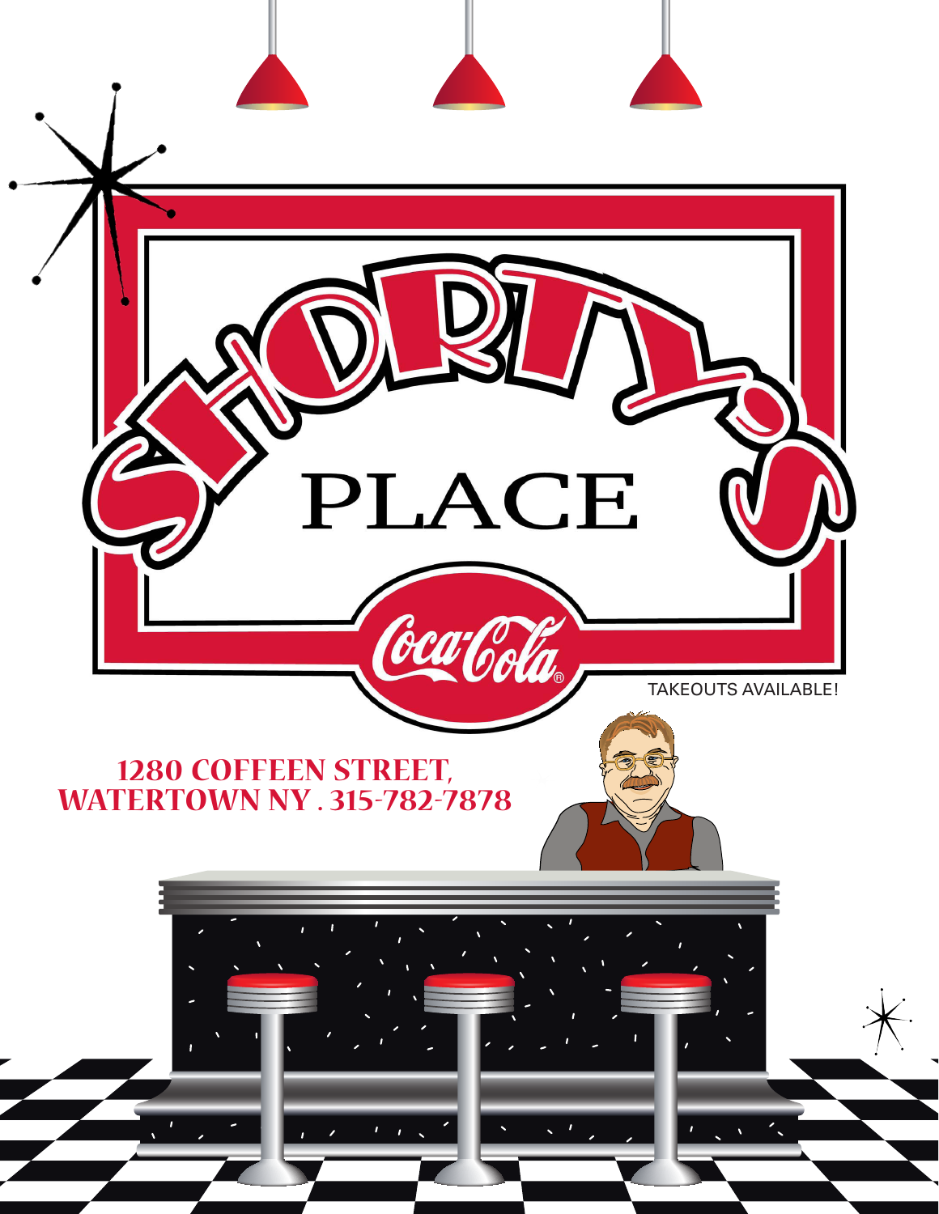# SHORTY'S PLACE

Coca-Cola

TAKEOUTS AVAILABLE!

**1280 COFFEEN STREET, WATERTOWN NY . 315-782-7878**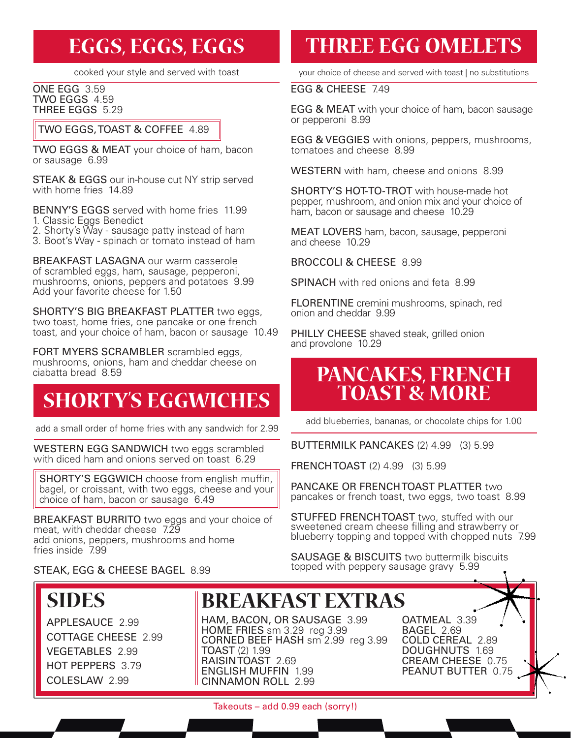## EGGS, EGGS, EGGS

cooked your style and served with toast

ONE EGG 3.59
TWO EGGS 4.59
THREE EGGS 5.29

TWO EGGS, TOAST & COFFEE 4.89

TWO EGGS & MEAT your choice of ham, bacon or sausage 6.99

STEAK & EGGS our in-house cut NY strip served with home fries 14.89

BENNY'S EGGS served with home fries 11.99
1. Classic Eggs Benedict
2. Shorty's Way - sausage patty instead of ham
3. Boot's Way - spinach or tomato instead of ham

BREAKFAST LASAGNA our warm casserole of scrambled eggs, ham, sausage, pepperoni, mushrooms, onions, peppers and potatoes 9.99
Add your favorite cheese for 1.50

SHORTY'S BIG BREAKFAST PLATTER two eggs, two toast, home fries, one pancake or one french toast, and your choice of ham, bacon or sausage 10.49

FORT MYERS SCRAMBLER scrambled eggs, mushrooms, onions, ham and cheddar cheese on ciabatta bread 8.59

## SHORTY'S EGGWICHES

add a small order of home fries with any sandwich for 2.99

WESTERN EGG SANDWICH two eggs scrambled with diced ham and onions served on toast 6.29

SHORTY'S EGGWICH choose from english muffin, bagel, or croissant, with two eggs, cheese and your choice of ham, bacon or sausage 6.49

BREAKFAST BURRITO two eggs and your choice of meat, with cheddar cheese 7.29
add onions, peppers, mushrooms and home fries inside 7.99

STEAK, EGG & CHEESE BAGEL 8.99

## THREE EGG OMELETS

your choice of cheese and served with toast | no substitutions

EGG & CHEESE 7.49

EGG & MEAT with your choice of ham, bacon sausage or pepperoni 8.99

EGG & VEGGIES with onions, peppers, mushrooms, tomatoes and cheese 8.99

WESTERN with ham, cheese and onions 8.99

SHORTY'S HOT-TO-TROT with house-made hot pepper, mushroom, and onion mix and your choice of ham, bacon or sausage and cheese 10.29

MEAT LOVERS ham, bacon, sausage, pepperoni and cheese 10.29

BROCCOLI & CHEESE 8.99

SPINACH with red onions and feta 8.99

FLORENTINE cremini mushrooms, spinach, red onion and cheddar 9.99

PHILLY CHEESE shaved steak, grilled onion and provolone 10.29

## PANCAKES, FRENCH TOAST & MORE

add blueberries, bananas, or chocolate chips for 1.00

BUTTERMILK PANCAKES (2) 4.99 (3) 5.99

FRENCH TOAST (2) 4.99 (3) 5.99

PANCAKE OR FRENCH TOAST PLATTER two pancakes or french toast, two eggs, two toast 8.99

STUFFED FRENCH TOAST two, stuffed with our sweetened cream cheese filling and strawberry or blueberry topping and topped with chopped nuts 7.99

SAUSAGE & BISCUITS two buttermilk biscuits topped with peppery sausage gravy 5.99

## SIDES

APPLESAUCE 2.99
COTTAGE CHEESE 2.99
VEGETABLES 2.99
HOT PEPPERS 3.79
COLESLAW 2.99

## BREAKFAST EXTRAS

HAM, BACON, OR SAUSAGE 3.99
HOME FRIES sm 3.29 reg 3.99
CORNED BEEF HASH sm 2.99 reg 3.99
TOAST (2) 1.99
RAISIN TOAST 2.69
ENGLISH MUFFIN 1.99
CINNAMON ROLL 2.99
OATMEAL 3.39
BAGEL 2.69
COLD CEREAL 2.89
DOUGHNUTS 1.69
CREAM CHEESE 0.75
PEANUT BUTTER 0.75

Takeouts – add 0.99 each (sorry!)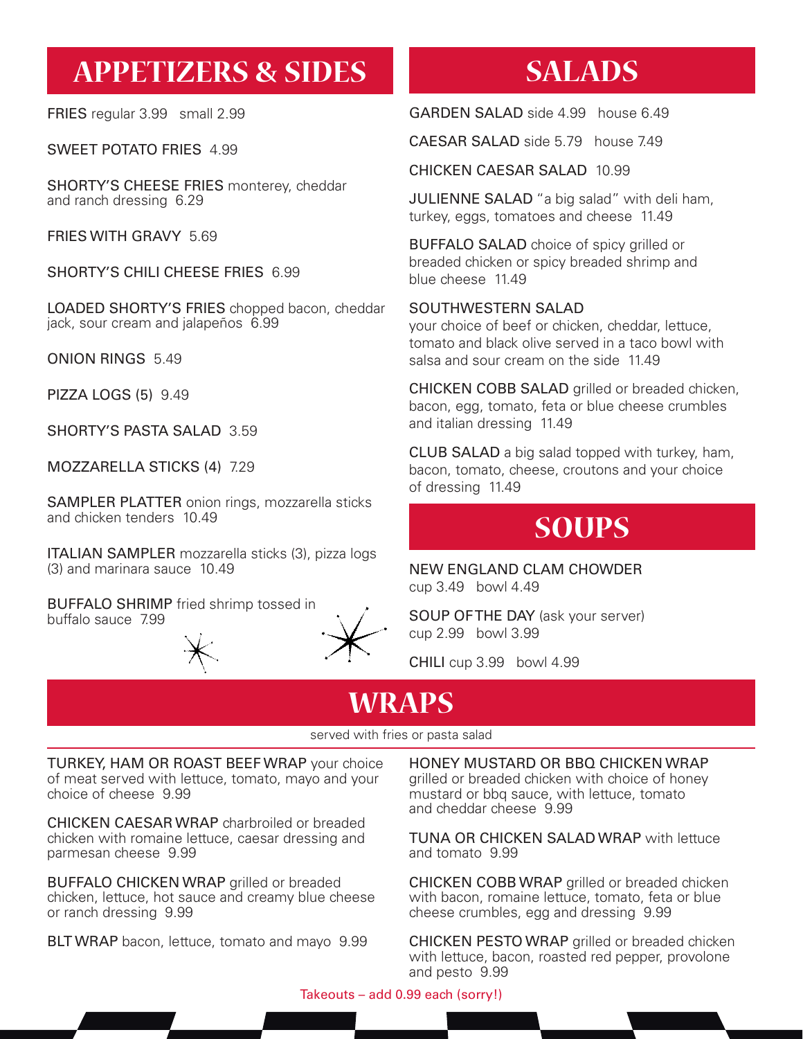## APPETIZERS & SIDES

FRIES regular 3.99 small 2.99

SWEET POTATO FRIES 4.99

SHORTY'S CHEESE FRIES monterey, cheddar and ranch dressing 6.29

FRIES WITH GRAVY 5.69

SHORTY'S CHILI CHEESE FRIES 6.99

LOADED SHORTY'S FRIES chopped bacon, cheddar jack, sour cream and jalapeños 6.99

ONION RINGS 5.49

PIZZA LOGS (5) 9.49

SHORTY'S PASTA SALAD 3.59

MOZZARELLA STICKS (4) 7.29

SAMPLER PLATTER onion rings, mozzarella sticks and chicken tenders 10.49

ITALIAN SAMPLER mozzarella sticks (3), pizza logs (3) and marinara sauce 10.49

BUFFALO SHRIMP fried shrimp tossed in buffalo sauce 7.99

## SALADS

GARDEN SALAD side 4.99 house 6.49

CAESAR SALAD side 5.79 house 7.49

CHICKEN CAESAR SALAD 10.99

JULIENNE SALAD "a big salad" with deli ham, turkey, eggs, tomatoes and cheese 11.49

BUFFALO SALAD choice of spicy grilled or breaded chicken or spicy breaded shrimp and blue cheese 11.49

SOUTHWESTERN SALAD
your choice of beef or chicken, cheddar, lettuce, tomato and black olive served in a taco bowl with salsa and sour cream on the side 11.49

CHICKEN COBB SALAD grilled or breaded chicken, bacon, egg, tomato, feta or blue cheese crumbles and italian dressing 11.49

CLUB SALAD a big salad topped with turkey, ham, bacon, tomato, cheese, croutons and your choice of dressing 11.49

## SOUPS

NEW ENGLAND CLAM CHOWDER
cup 3.49 bowl 4.49

SOUP OF THE DAY (ask your server)
cup 2.99 bowl 3.99

CHILI cup 3.99 bowl 4.99

## WRAPS

served with fries or pasta salad

TURKEY, HAM OR ROAST BEEF WRAP your choice of meat served with lettuce, tomato, mayo and your choice of cheese 9.99

CHICKEN CAESAR WRAP charbroiled or breaded chicken with romaine lettuce, caesar dressing and parmesan cheese 9.99

BUFFALO CHICKEN WRAP grilled or breaded chicken, lettuce, hot sauce and creamy blue cheese or ranch dressing 9.99

BLT WRAP bacon, lettuce, tomato and mayo 9.99

HONEY MUSTARD OR BBQ CHICKEN WRAP grilled or breaded chicken with choice of honey mustard or bbq sauce, with lettuce, tomato and cheddar cheese 9.99

TUNA OR CHICKEN SALAD WRAP with lettuce and tomato 9.99

CHICKEN COBB WRAP grilled or breaded chicken with bacon, romaine lettuce, tomato, feta or blue cheese crumbles, egg and dressing 9.99

CHICKEN PESTO WRAP grilled or breaded chicken with lettuce, bacon, roasted red pepper, provolone and pesto 9.99

Takeouts – add 0.99 each (sorry!)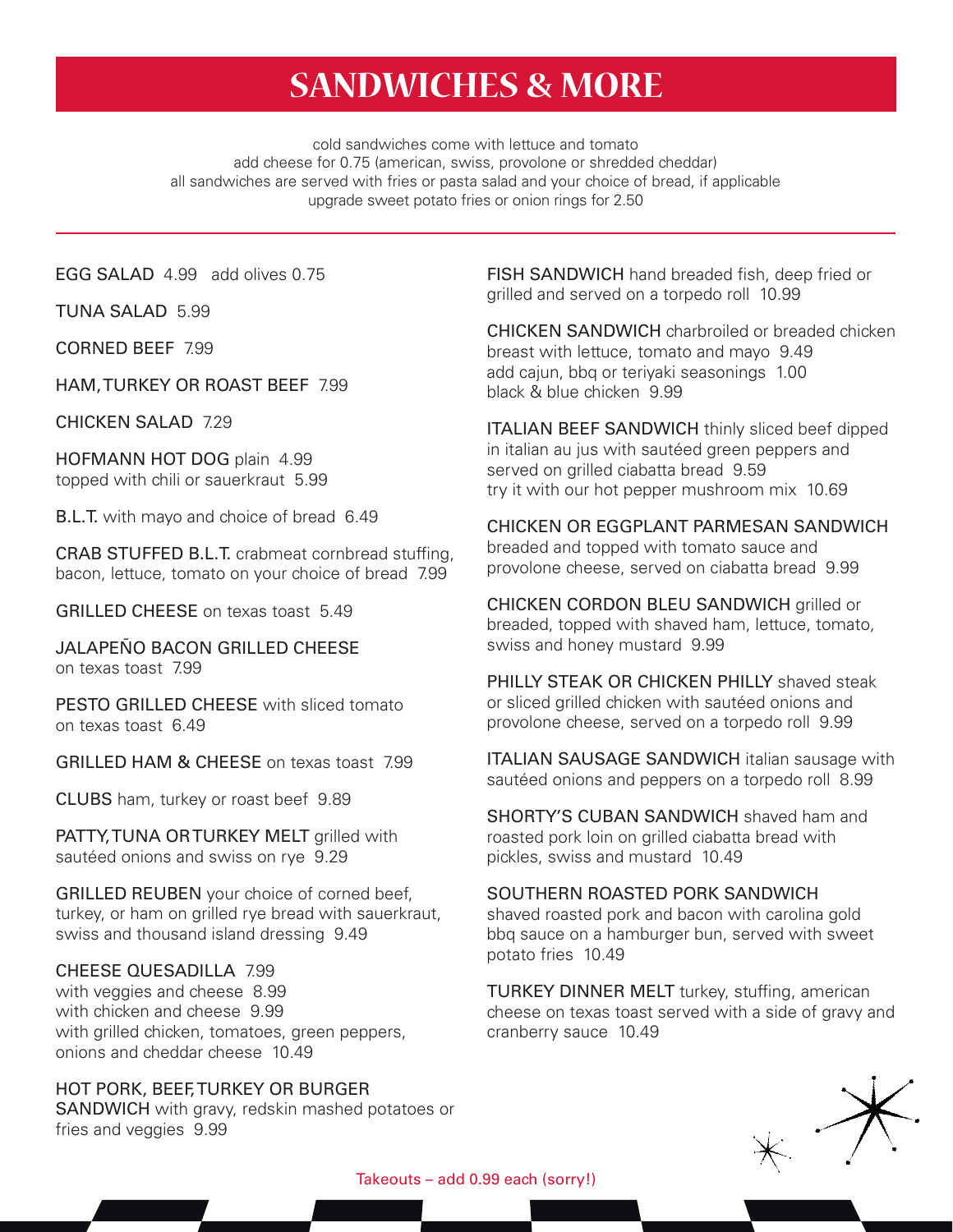# SANDWICHES & MORE

cold sandwiches come with lettuce and tomato
add cheese for 0.75 (american, swiss, provolone or shredded cheddar)
all sandwiches are served with fries or pasta salad and your choice of bread, if applicable
upgrade sweet potato fries or onion rings for 2.50

EGG SALAD 4.99 add olives 0.75

TUNA SALAD 5.99

CORNED BEEF 7.99

HAM, TURKEY OR ROAST BEEF 7.99

CHICKEN SALAD 7.29

HOFMANN HOT DOG plain 4.99
topped with chili or sauerkraut 5.99

B.L.T. with mayo and choice of bread 6.49

CRAB STUFFED B.L.T. crabmeat cornbread stuffing, bacon, lettuce, tomato on your choice of bread 7.99

GRILLED CHEESE on texas toast 5.49

JALAPEÑO BACON GRILLED CHEESE
on texas toast 7.99

PESTO GRILLED CHEESE with sliced tomato
on texas toast 6.49

GRILLED HAM & CHEESE on texas toast 7.99

CLUBS ham, turkey or roast beef 9.89

PATTY, TUNA OR TURKEY MELT grilled with sautéed onions and swiss on rye 9.29

GRILLED REUBEN your choice of corned beef, turkey, or ham on grilled rye bread with sauerkraut, swiss and thousand island dressing 9.49

CHEESE QUESADILLA 7.99
with veggies and cheese 8.99
with chicken and cheese 9.99
with grilled chicken, tomatoes, green peppers, onions and cheddar cheese 10.49

HOT PORK, BEEF, TURKEY OR BURGER SANDWICH with gravy, redskin mashed potatoes or fries and veggies 9.99

FISH SANDWICH hand breaded fish, deep fried or grilled and served on a torpedo roll 10.99

CHICKEN SANDWICH charbroiled or breaded chicken breast with lettuce, tomato and mayo 9.49
add cajun, bbq or teriyaki seasonings 1.00
black & blue chicken 9.99

ITALIAN BEEF SANDWICH thinly sliced beef dipped in italian au jus with sautéed green peppers and served on grilled ciabatta bread 9.59
try it with our hot pepper mushroom mix 10.69

CHICKEN OR EGGPLANT PARMESAN SANDWICH breaded and topped with tomato sauce and provolone cheese, served on ciabatta bread 9.99

CHICKEN CORDON BLEU SANDWICH grilled or breaded, topped with shaved ham, lettuce, tomato, swiss and honey mustard 9.99

PHILLY STEAK OR CHICKEN PHILLY shaved steak or sliced grilled chicken with sautéed onions and provolone cheese, served on a torpedo roll 9.99

ITALIAN SAUSAGE SANDWICH italian sausage with sautéed onions and peppers on a torpedo roll 8.99

SHORTY'S CUBAN SANDWICH shaved ham and roasted pork loin on grilled ciabatta bread with pickles, swiss and mustard 10.49

SOUTHERN ROASTED PORK SANDWICH
shaved roasted pork and bacon with carolina gold bbq sauce on a hamburger bun, served with sweet potato fries 10.49

TURKEY DINNER MELT turkey, stuffing, american cheese on texas toast served with a side of gravy and cranberry sauce 10.49

Takeouts – add 0.99 each (sorry!)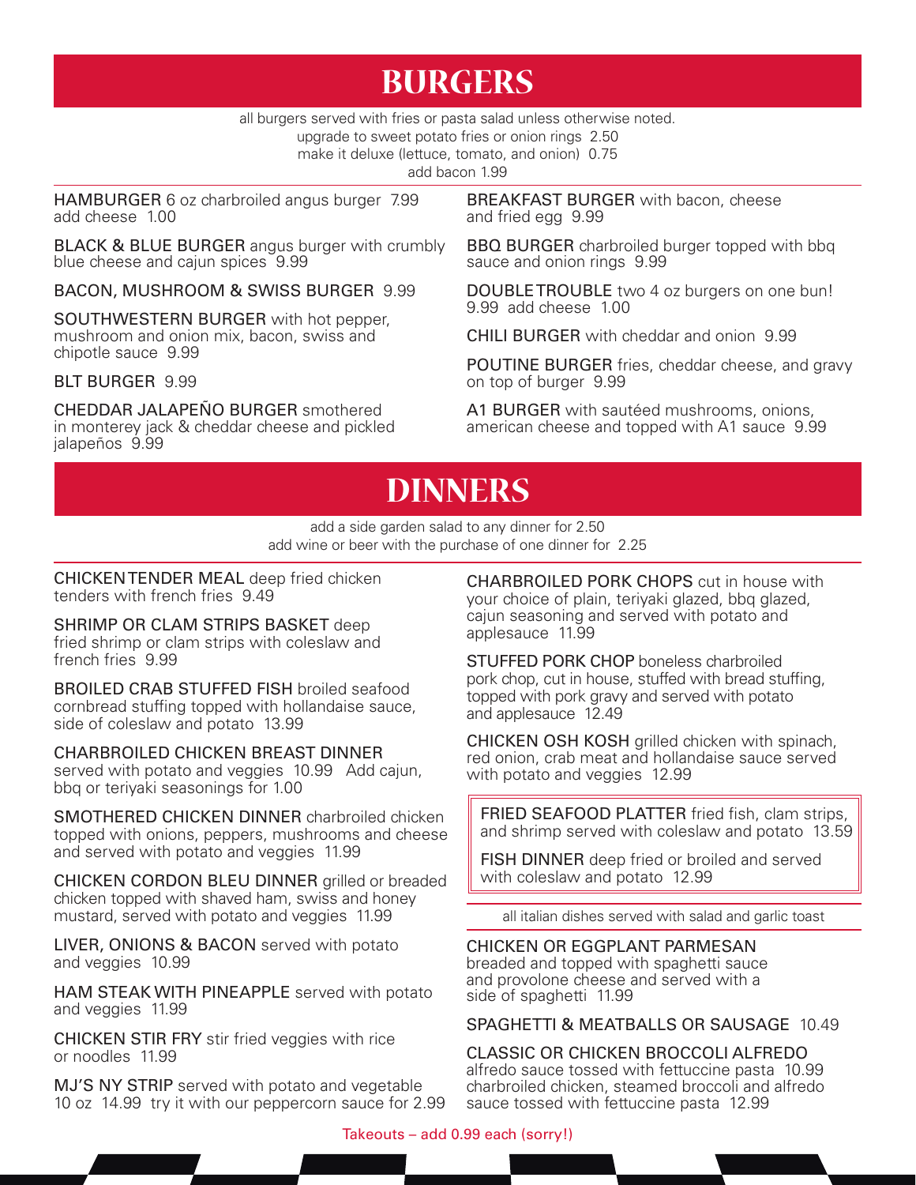# BURGERS

all burgers served with fries or pasta salad unless otherwise noted.
upgrade to sweet potato fries or onion rings 2.50
make it deluxe (lettuce, tomato, and onion) 0.75
add bacon 1.99

HAMBURGER 6 oz charbroiled angus burger 7.99
add cheese 1.00

BLACK & BLUE BURGER angus burger with crumbly blue cheese and cajun spices 9.99

BACON, MUSHROOM & SWISS BURGER 9.99

SOUTHWESTERN BURGER with hot pepper, mushroom and onion mix, bacon, swiss and chipotle sauce 9.99

BLT BURGER 9.99

CHEDDAR JALAPEÑO BURGER smothered in monterey jack & cheddar cheese and pickled jalapeños 9.99

BREAKFAST BURGER with bacon, cheese and fried egg 9.99

BBQ BURGER charbroiled burger topped with bbq sauce and onion rings 9.99

DOUBLE TROUBLE two 4 oz burgers on one bun! 9.99 add cheese 1.00

CHILI BURGER with cheddar and onion 9.99

POUTINE BURGER fries, cheddar cheese, and gravy on top of burger 9.99

A1 BURGER with sautéed mushrooms, onions, american cheese and topped with A1 sauce 9.99

# DINNERS

add a side garden salad to any dinner for 2.50
add wine or beer with the purchase of one dinner for 2.25

CHICKEN TENDER MEAL deep fried chicken tenders with french fries 9.49

SHRIMP OR CLAM STRIPS BASKET deep fried shrimp or clam strips with coleslaw and french fries 9.99

BROILED CRAB STUFFED FISH broiled seafood cornbread stuffing topped with hollandaise sauce, side of coleslaw and potato 13.99

CHARBROILED CHICKEN BREAST DINNER served with potato and veggies 10.99 Add cajun, bbq or teriyaki seasonings for 1.00

SMOTHERED CHICKEN DINNER charbroiled chicken topped with onions, peppers, mushrooms and cheese and served with potato and veggies 11.99

CHICKEN CORDON BLEU DINNER grilled or breaded chicken topped with shaved ham, swiss and honey mustard, served with potato and veggies 11.99

LIVER, ONIONS & BACON served with potato and veggies 10.99

HAM STEAK WITH PINEAPPLE served with potato and veggies 11.99

CHICKEN STIR FRY stir fried veggies with rice or noodles 11.99

MJ'S NY STRIP served with potato and vegetable 10 oz 14.99 try it with our peppercorn sauce for 2.99

CHARBROILED PORK CHOPS cut in house with your choice of plain, teriyaki glazed, bbq glazed, cajun seasoning and served with potato and applesauce 11.99

STUFFED PORK CHOP boneless charbroiled pork chop, cut in house, stuffed with bread stuffing, topped with pork gravy and served with potato and applesauce 12.49

CHICKEN OSH KOSH grilled chicken with spinach, red onion, crab meat and hollandaise sauce served with potato and veggies 12.99

FRIED SEAFOOD PLATTER fried fish, clam strips, and shrimp served with coleslaw and potato 13.59

FISH DINNER deep fried or broiled and served with coleslaw and potato 12.99

all italian dishes served with salad and garlic toast

CHICKEN OR EGGPLANT PARMESAN breaded and topped with spaghetti sauce and provolone cheese and served with a side of spaghetti 11.99

SPAGHETTI & MEATBALLS OR SAUSAGE 10.49

CLASSIC OR CHICKEN BROCCOLI ALFREDO alfredo sauce tossed with fettuccine pasta 10.99
charbroiled chicken, steamed broccoli and alfredo sauce tossed with fettuccine pasta 12.99

Takeouts – add 0.99 each (sorry!)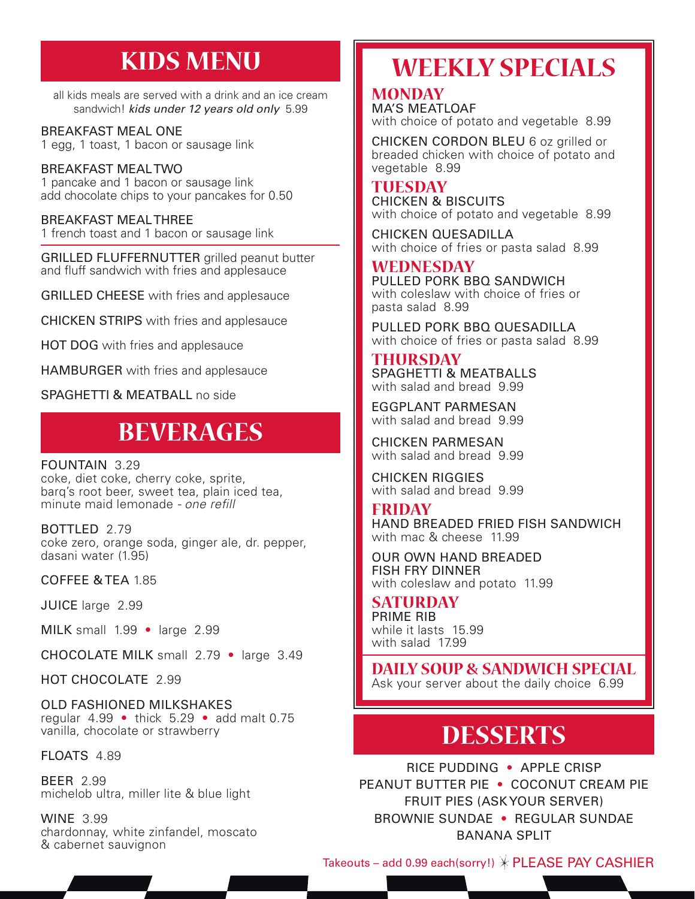# KIDS MENU

all kids meals are served with a drink and an ice cream sandwich! *kids under 12 years old only* 5.99

BREAKFAST MEAL ONE
1 egg, 1 toast, 1 bacon or sausage link

BREAKFAST MEAL TWO
1 pancake and 1 bacon or sausage link
add chocolate chips to your pancakes for 0.50

BREAKFAST MEAL THREE
1 french toast and 1 bacon or sausage link

GRILLED FLUFFERNUTTER grilled peanut butter and fluff sandwich with fries and applesauce

GRILLED CHEESE with fries and applesauce

CHICKEN STRIPS with fries and applesauce

HOT DOG with fries and applesauce

HAMBURGER with fries and applesauce

SPAGHETTI & MEATBALL no side

# BEVERAGES

FOUNTAIN 3.29
coke, diet coke, cherry coke, sprite, barq's root beer, sweet tea, plain iced tea, minute maid lemonade - *one refill*

BOTTLED 2.79
coke zero, orange soda, ginger ale, dr. pepper, dasani water (1.95)

COFFEE & TEA 1.85

JUICE large 2.99

MILK small 1.99 • large 2.99

CHOCOLATE MILK small 2.79 • large 3.49

HOT CHOCOLATE 2.99

OLD FASHIONED MILKSHAKES
regular 4.99 • thick 5.29 • add malt 0.75
vanilla, chocolate or strawberry

FLOATS 4.89

BEER 2.99
michelob ultra, miller lite & blue light

WINE 3.99
chardonnay, white zinfandel, moscato & cabernet sauvignon

# WEEKLY SPECIALS

## MONDAY

MA'S MEATLOAF
with choice of potato and vegetable 8.99

CHICKEN CORDON BLEU 6 oz grilled or breaded chicken with choice of potato and vegetable 8.99

## TUESDAY

CHICKEN & BISCUITS
with choice of potato and vegetable 8.99

CHICKEN QUESADILLA
with choice of fries or pasta salad 8.99

## WEDNESDAY

PULLED PORK BBQ SANDWICH
with coleslaw with choice of fries or pasta salad 8.99

PULLED PORK BBQ QUESADILLA
with choice of fries or pasta salad 8.99

## THURSDAY

SPAGHETTI & MEATBALLS
with salad and bread 9.99

EGGPLANT PARMESAN
with salad and bread 9.99

CHICKEN PARMESAN
with salad and bread 9.99

CHICKEN RIGGIES
with salad and bread 9.99

## FRIDAY

HAND BREADED FRIED FISH SANDWICH
with mac & cheese 11.99

OUR OWN HAND BREADED FISH FRY DINNER
with coleslaw and potato 11.99

## SATURDAY

PRIME RIB
while it lasts 15.99
with salad 17.99

## DAILY SOUP & SANDWICH SPECIAL

Ask your server about the daily choice 6.99

# DESSERTS

RICE PUDDING • APPLE CRISP
PEANUT BUTTER PIE • COCONUT CREAM PIE
FRUIT PIES (ASK YOUR SERVER)
BROWNIE SUNDAE • REGULAR SUNDAE
BANANA SPLIT

Takeouts – add 0.99 each(sorry!) ✳ PLEASE PAY CASHIER